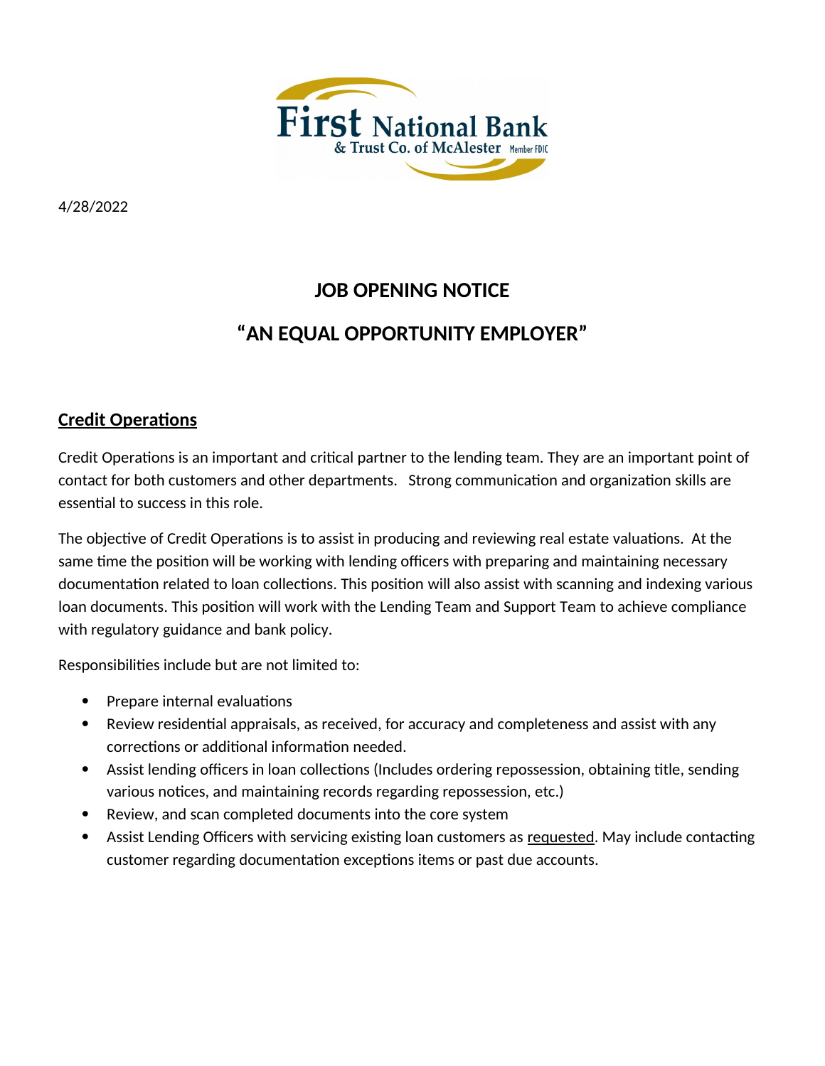First National Bank & Trust Co. of McAlester Member FDIC

4/28/2022

# JOB OPENING NOTICE

# "AN EQUAL OPPORTUNITY EMPLOYER"

## Credit Operations

Credit Operations is an important and critical partner to the lending team. They are an important point of contact for both customers and other departments. Strong communication and organization skills are essential to success in this role.

The objective of Credit Operations is to assist in producing and reviewing real estate valuations. At the same time the position will be working with lending officers with preparing and maintaining necessary documentation related to loan collections. This position will also assist with scanning and indexing various loan documents. This position will work with the Lending Team and Support Team to achieve compliance with regulatory guidance and bank policy.

Responsibilities include but are not limited to:

- Prepare internal evaluations
- Review residential appraisals, as received, for accuracy and completeness and assist with any corrections or additional information needed.
- Assist lending officers in loan collections (Includes ordering repossession, obtaining title, sending various notices, and maintaining records regarding repossession, etc.)
- Review, and scan completed documents into the core system
- Assist Lending Officers with servicing existing loan customers as requested. May include contacting customer regarding documentation exceptions items or past due accounts.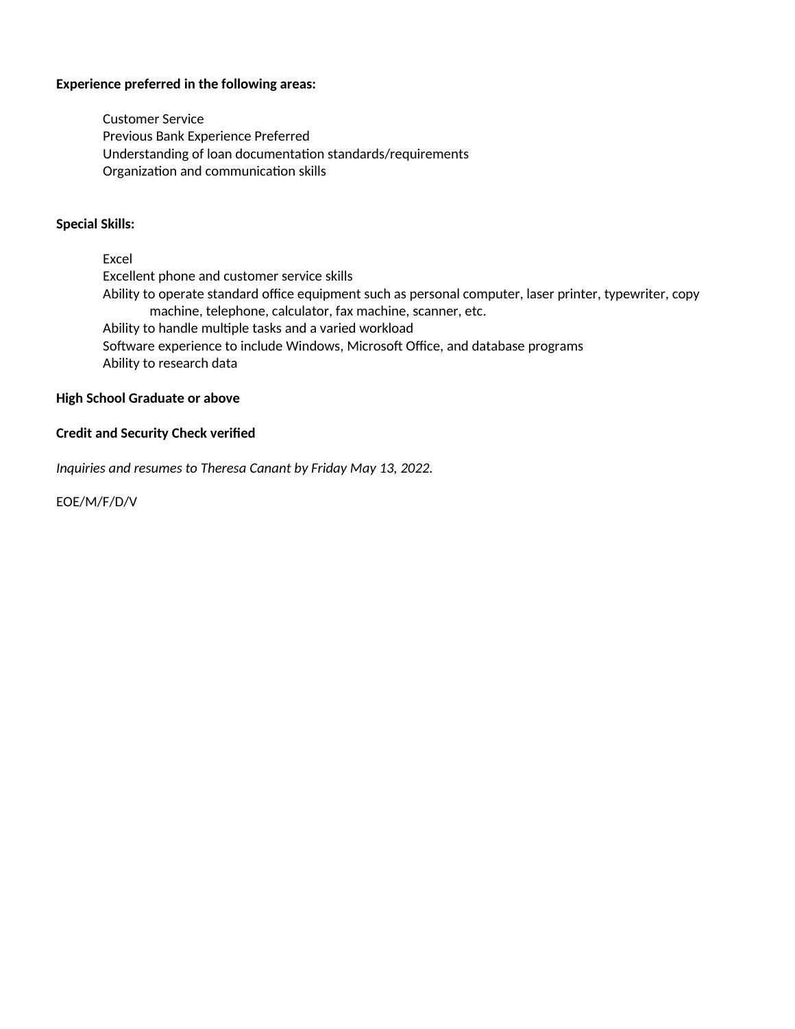**Experience preferred in the following areas:**

- Customer Service
- Previous Bank Experience Preferred
- Understanding of loan documentation standards/requirements
- Organization and communication skills

**Special Skills:**

- Excel
- Excellent phone and customer service skills
- Ability to operate standard office equipment such as personal computer, laser printer, typewriter, copy machine, telephone, calculator, fax machine, scanner, etc.
- Ability to handle multiple tasks and a varied workload
- Software experience to include Windows, Microsoft Office, and database programs
- Ability to research data

**High School Graduate or above**

**Credit and Security Check verified**

*Inquiries and resumes to Theresa Canant by Friday May 13, 2022.*

EOE/M/F/D/V